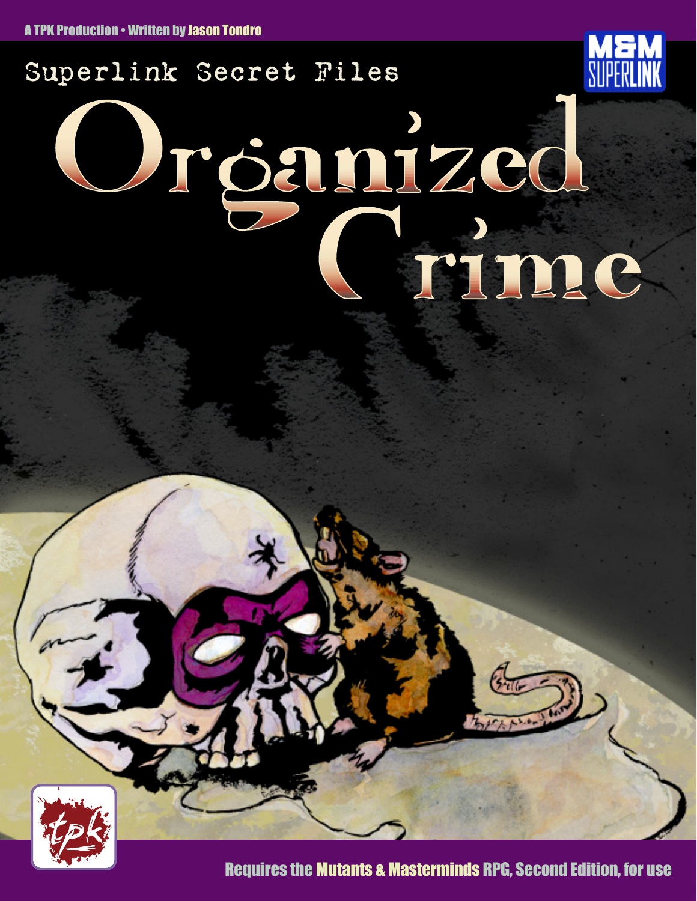A TPK Production • Written by Jason Tondro

Superlink Secret Files

M&M SUPERLINK

# Organized Crime

tpk

Requires the Mutants & Masterminds RPG, Second Edition, for use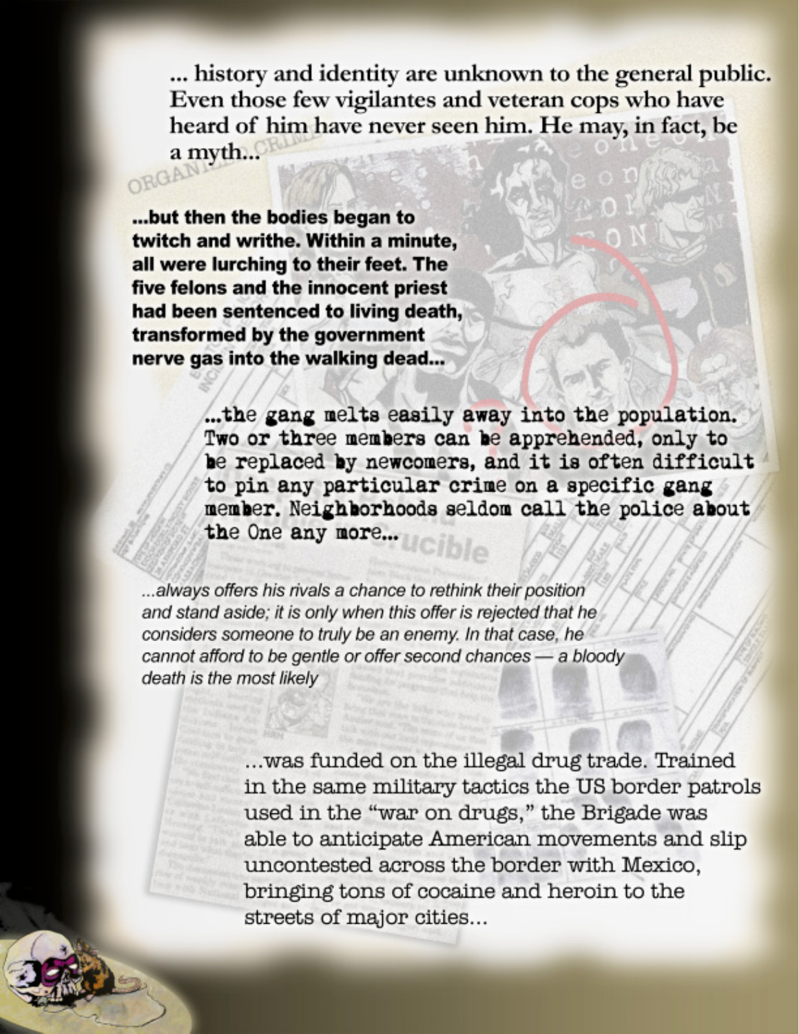... history and identity are unknown to the general public. Even those few vigilantes and veteran cops who have heard of him have never seen him. He may, in fact, be a myth...

**...but then the bodies began to twitch and writhe. Within a minute, all were lurching to their feet. The five felons and the innocent priest had been sentenced to living death, transformed by the government nerve gas into the walking dead...**

...the gang melts easily away into the population. Two or three members can be apprehended, only to be replaced by newcomers, and it is often difficult to pin any particular crime on a specific gang member. Neighborhoods seldom call the police about the One any more...

*...always offers his rivals a chance to rethink their position and stand aside; it is only when this offer is rejected that he considers someone to truly be an enemy. In that case, he cannot afford to be gentle or offer second chances — a bloody death is the most likely*

...was funded on the illegal drug trade. Trained in the same military tactics the US border patrols used in the "war on drugs," the Brigade was able to anticipate American movements and slip uncontested across the border with Mexico, bringing tons of cocaine and heroin to the streets of major cities...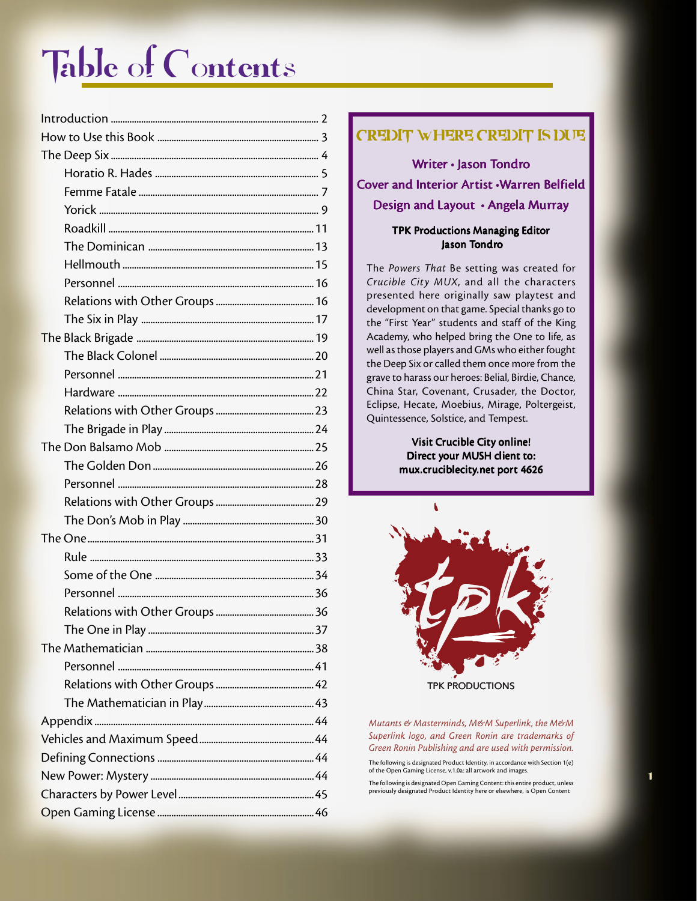# Table of Contents

| | |
|---|---|
| Introduction | 2 |
| How to Use this Book | 3 |
| The Deep Six | 4 |
| Horatio R. Hades | 5 |
| Femme Fatale | 7 |
| Yorick | 9 |
| Roadkill | 11 |
| The Dominican | 13 |
| Hellmouth | 15 |
| Personnel | 16 |
| Relations with Other Groups | 16 |
| The Six in Play | 17 |
| The Black Brigade | 19 |
| The Black Colonel | 20 |
| Personnel | 21 |
| Hardware | 22 |
| Relations with Other Groups | 23 |
| The Brigade in Play | 24 |
| The Don Balsamo Mob | 25 |
| The Golden Don | 26 |
| Personnel | 28 |
| Relations with Other Groups | 29 |
| The Don's Mob in Play | 30 |
| The One | 31 |
| Rule | 33 |
| Some of the One | 34 |
| Personnel | 36 |
| Relations with Other Groups | 36 |
| The One in Play | 37 |
| The Mathematician | 38 |
| Personnel | 41 |
| Relations with Other Groups | 42 |
| The Mathematician in Play | 43 |
| Appendix | 44 |
| Vehicles and Maximum Speed | 44 |
| Defining Connections | 44 |
| New Power: Mystery | 44 |
| Characters by Power Level | 45 |
| Open Gaming License | 46 |

## Credit Where Credit Is Due

**Writer** • Jason Tondro

**Cover and Interior Artist** • Warren Belfield

**Design and Layout** • Angela Murray

**TPK Productions Managing Editor**
Jason Tondro

The *Powers That* Be setting was created for *Crucible City MUX*, and all the characters presented here originally saw playtest and development on that game. Special thanks go to the "First Year" students and staff of the King Academy, who helped bring the One to life, as well as those players and GMs who either fought the Deep Six or called them once more from the grave to harass our heroes: Belial, Birdie, Chance, China Star, Covenant, Crusader, the Doctor, Eclipse, Hecate, Moebius, Mirage, Poltergeist, Quintessence, Solstice, and Tempest.

**Visit Crucible City online!**
**Direct your MUSH client to:**
**mux.cruciblecity.net port 4626**

TPK PRODUCTIONS

*Mutants & Masterminds, M&M Superlink, the M&M Superlink logo, and Green Ronin are trademarks of Green Ronin Publishing and are used with permission.*

The following is designated Product Identity, in accordance with Section 1(e) of the Open Gaming License, v.1.0a: all artwork and images.

The following is designated Open Gaming Content: this entire product, unless previously designated Product Identity here or elsewhere, is Open Content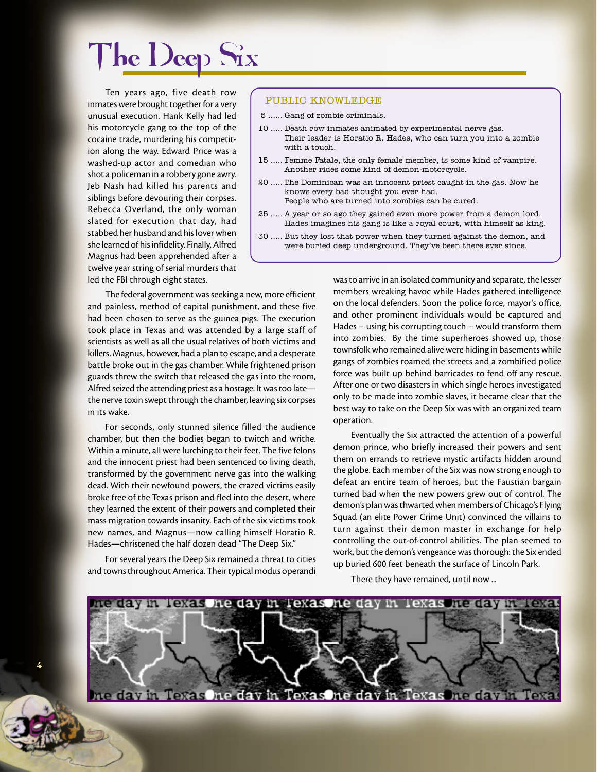# The Deep Six

Ten years ago, five death row inmates were brought together for a very unusual execution. Hank Kelly had led his motorcycle gang to the top of the cocaine trade, murdering his competition along the way. Edward Price was a washed-up actor and comedian who shot a policeman in a robbery gone awry. Jeb Nash had killed his parents and siblings before devouring their corpses. Rebecca Overland, the only woman slated for execution that day, had stabbed her husband and his lover when she learned of his infidelity. Finally, Alfred Magnus had been apprehended after a twelve year string of serial murders that led the FBI through eight states.

> **PUBLIC KNOWLEDGE**
>
> 5 ...... Gang of zombie criminals.
>
> 10 ..... Death row inmates animated by experimental nerve gas. Their leader is Horatio R. Hades, who can turn you into a zombie with a touch.
>
> 15 ..... Femme Fatale, the only female member, is some kind of vampire. Another rides some kind of demon-motorcycle.
>
> 20 ..... The Dominican was an innocent priest caught in the gas. Now he knows every bad thought you ever had. People who are turned into zombies can be cured.
>
> 25 ..... A year or so ago they gained even more power from a demon lord. Hades imagines his gang is like a royal court, with himself as king.
>
> 30 ..... But they lost that power when they turned against the demon, and were buried deep underground. They've been there ever since.

The federal government was seeking a new, more efficient and painless, method of capital punishment, and these five had been chosen to serve as the guinea pigs. The execution took place in Texas and was attended by a large staff of scientists as well as all the usual relatives of both victims and killers. Magnus, however, had a plan to escape, and a desperate battle broke out in the gas chamber. While frightened prison guards threw the switch that released the gas into the room, Alfred seized the attending priest as a hostage. It was too late—the nerve toxin swept through the chamber, leaving six corpses in its wake.

For seconds, only stunned silence filled the audience chamber, but then the bodies began to twitch and writhe. Within a minute, all were lurching to their feet. The five felons and the innocent priest had been sentenced to living death, transformed by the government nerve gas into the walking dead. With their newfound powers, the crazed victims easily broke free of the Texas prison and fled into the desert, where they learned the extent of their powers and completed their mass migration towards insanity. Each of the six victims took new names, and Magnus—now calling himself Horatio R. Hades—christened the half dozen dead "The Deep Six."

For several years the Deep Six remained a threat to cities and towns throughout America. Their typical modus operandi was to arrive in an isolated community and separate, the lesser members wreaking havoc while Hades gathered intelligence on the local defenders. Soon the police force, mayor's office, and other prominent individuals would be captured and Hades – using his corrupting touch – would transform them into zombies. By the time superheroes showed up, those townsfolk who remained alive were hiding in basements while gangs of zombies roamed the streets and a zombified police force was built up behind barricades to fend off any rescue. After one or two disasters in which single heroes investigated only to be made into zombie slaves, it became clear that the best way to take on the Deep Six was with an organized team operation.

Eventually the Six attracted the attention of a powerful demon prince, who briefly increased their powers and sent them on errands to retrieve mystic artifacts hidden around the globe. Each member of the Six was now strong enough to defeat an entire team of heroes, but the Faustian bargain turned bad when the new powers grew out of control. The demon's plan was thwarted when members of Chicago's Flying Squad (an elite Power Crime Unit) convinced the villains to turn against their demon master in exchange for help controlling the out-of-control abilities. The plan seemed to work, but the demon's vengeance was thorough: the Six ended up buried 600 feet beneath the surface of Lincoln Park.

There they have remained, until now ...

One day in Texas One day in Texas One day in Texas One day in Texas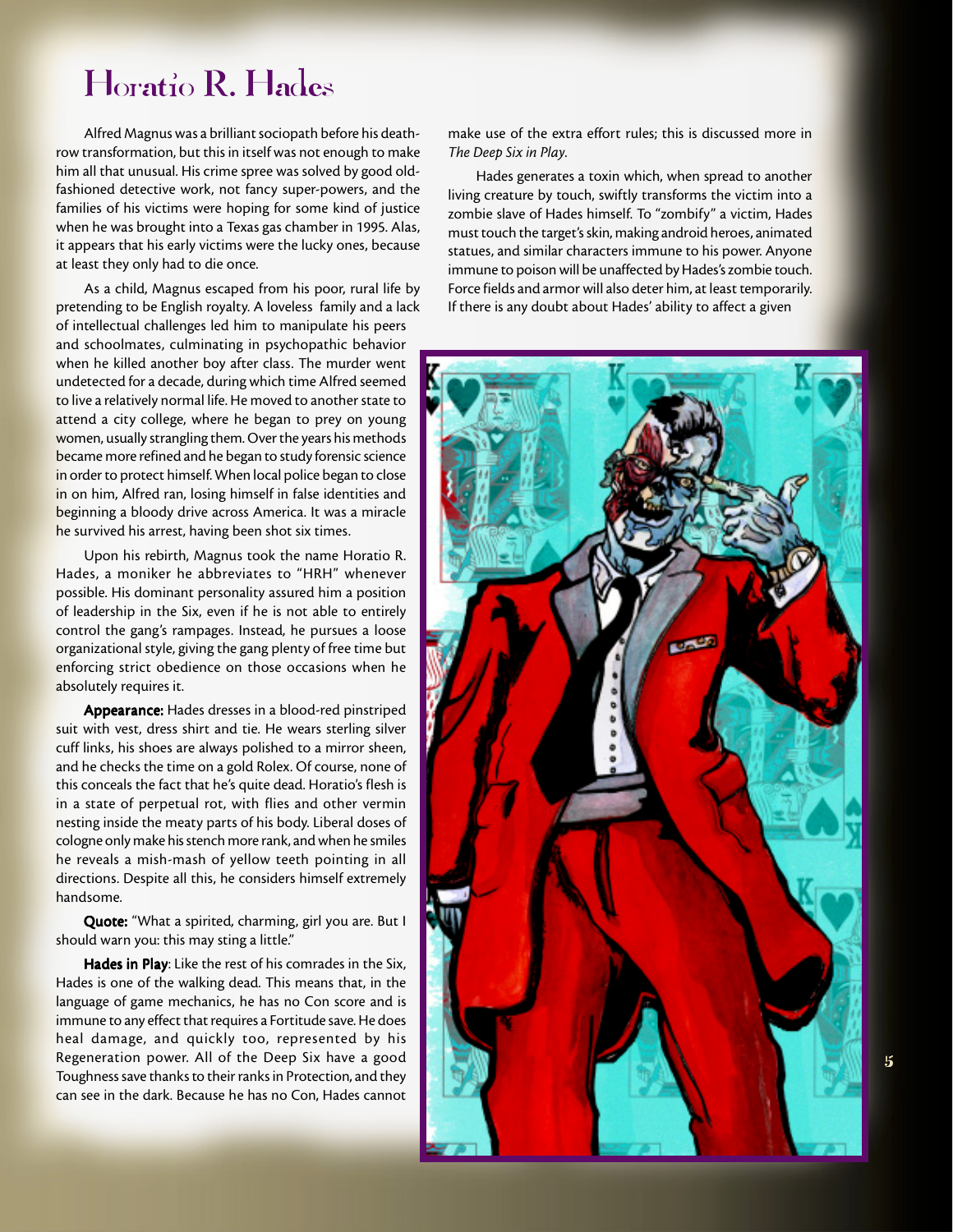# Horatio R. Hades

Alfred Magnus was a brilliant sociopath before his death-row transformation, but this in itself was not enough to make him all that unusual. His crime spree was solved by good old-fashioned detective work, not fancy super-powers, and the families of his victims were hoping for some kind of justice when he was brought into a Texas gas chamber in 1995. Alas, it appears that his early victims were the lucky ones, because at least they only had to die once.

As a child, Magnus escaped from his poor, rural life by pretending to be English royalty. A loveless family and a lack of intellectual challenges led him to manipulate his peers and schoolmates, culminating in psychopathic behavior when he killed another boy after class. The murder went undetected for a decade, during which time Alfred seemed to live a relatively normal life. He moved to another state to attend a city college, where he began to prey on young women, usually strangling them. Over the years his methods became more refined and he began to study forensic science in order to protect himself. When local police began to close in on him, Alfred ran, losing himself in false identities and beginning a bloody drive across America. It was a miracle he survived his arrest, having been shot six times.

Upon his rebirth, Magnus took the name Horatio R. Hades, a moniker he abbreviates to "HRH" whenever possible. His dominant personality assured him a position of leadership in the Six, even if he is not able to entirely control the gang's rampages. Instead, he pursues a loose organizational style, giving the gang plenty of free time but enforcing strict obedience on those occasions when he absolutely requires it.

**Appearance:** Hades dresses in a blood-red pinstriped suit with vest, dress shirt and tie. He wears sterling silver cuff links, his shoes are always polished to a mirror sheen, and he checks the time on a gold Rolex. Of course, none of this conceals the fact that he's quite dead. Horatio's flesh is in a state of perpetual rot, with flies and other vermin nesting inside the meaty parts of his body. Liberal doses of cologne only make his stench more rank, and when he smiles he reveals a mish-mash of yellow teeth pointing in all directions. Despite all this, he considers himself extremely handsome.

**Quote:** "What a spirited, charming, girl you are. But I should warn you: this may sting a little."

**Hades in Play**: Like the rest of his comrades in the Six, Hades is one of the walking dead. This means that, in the language of game mechanics, he has no Con score and is immune to any effect that requires a Fortitude save. He does heal damage, and quickly too, represented by his Regeneration power. All of the Deep Six have a good Toughness save thanks to their ranks in Protection, and they can see in the dark. Because he has no Con, Hades cannot make use of the extra effort rules; this is discussed more in *The Deep Six in Play*.

Hades generates a toxin which, when spread to another living creature by touch, swiftly transforms the victim into a zombie slave of Hades himself. To "zombify" a victim, Hades must touch the target's skin, making android heroes, animated statues, and similar characters immune to his power. Anyone immune to poison will be unaffected by Hades's zombie touch. Force fields and armor will also deter him, at least temporarily. If there is any doubt about Hades' ability to affect a given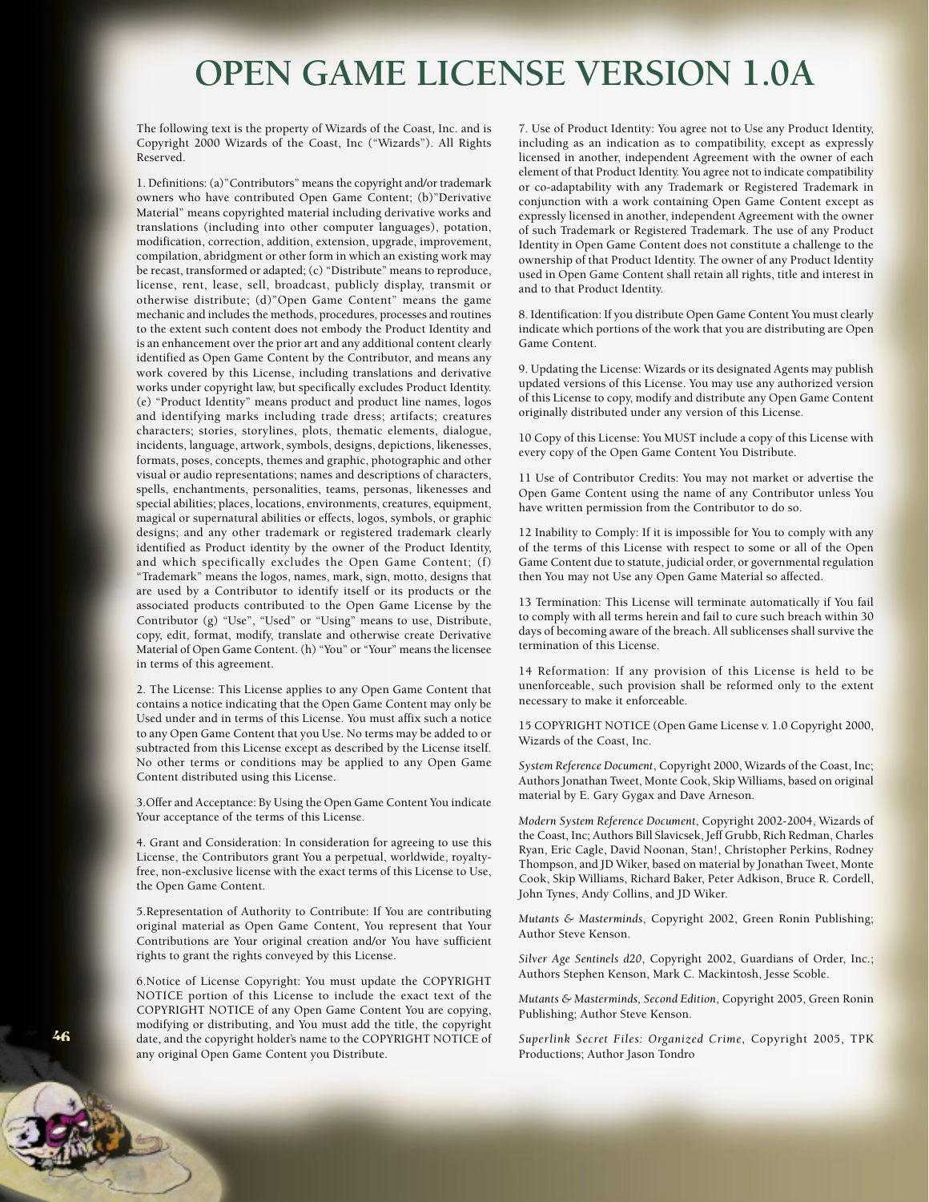# OPEN GAME LICENSE VERSION 1.0A

The following text is the property of Wizards of the Coast, Inc. and is Copyright 2000 Wizards of the Coast, Inc ("Wizards"). All Rights Reserved.

1. Definitions: (a)"Contributors" means the copyright and/or trademark owners who have contributed Open Game Content; (b)"Derivative Material" means copyrighted material including derivative works and translations (including into other computer languages), potation, modification, correction, addition, extension, upgrade, improvement, compilation, abridgment or other form in which an existing work may be recast, transformed or adapted; (c) "Distribute" means to reproduce, license, rent, lease, sell, broadcast, publicly display, transmit or otherwise distribute; (d)"Open Game Content" means the game mechanic and includes the methods, procedures, processes and routines to the extent such content does not embody the Product Identity and is an enhancement over the prior art and any additional content clearly identified as Open Game Content by the Contributor, and means any work covered by this License, including translations and derivative works under copyright law, but specifically excludes Product Identity. (e) "Product Identity" means product and product line names, logos and identifying marks including trade dress; artifacts; creatures characters; stories, storylines, plots, thematic elements, dialogue, incidents, language, artwork, symbols, designs, depictions, likenesses, formats, poses, concepts, themes and graphic, photographic and other visual or audio representations; names and descriptions of characters, spells, enchantments, personalities, teams, personas, likenesses and special abilities; places, locations, environments, creatures, equipment, magical or supernatural abilities or effects, logos, symbols, or graphic designs; and any other trademark or registered trademark clearly identified as Product identity by the owner of the Product Identity, and which specifically excludes the Open Game Content; (f) "Trademark" means the logos, names, mark, sign, motto, designs that are used by a Contributor to identify itself or its products or the associated products contributed to the Open Game License by the Contributor (g) "Use", "Used" or "Using" means to use, Distribute, copy, edit, format, modify, translate and otherwise create Derivative Material of Open Game Content. (h) "You" or "Your" means the licensee in terms of this agreement.

2. The License: This License applies to any Open Game Content that contains a notice indicating that the Open Game Content may only be Used under and in terms of this License. You must affix such a notice to any Open Game Content that you Use. No terms may be added to or subtracted from this License except as described by the License itself. No other terms or conditions may be applied to any Open Game Content distributed using this License.

3.Offer and Acceptance: By Using the Open Game Content You indicate Your acceptance of the terms of this License.

4. Grant and Consideration: In consideration for agreeing to use this License, the Contributors grant You a perpetual, worldwide, royalty-free, non-exclusive license with the exact terms of this License to Use, the Open Game Content.

5.Representation of Authority to Contribute: If You are contributing original material as Open Game Content, You represent that Your Contributions are Your original creation and/or You have sufficient rights to grant the rights conveyed by this License.

6.Notice of License Copyright: You must update the COPYRIGHT NOTICE portion of this License to include the exact text of the COPYRIGHT NOTICE of any Open Game Content You are copying, modifying or distributing, and You must add the title, the copyright date, and the copyright holder's name to the COPYRIGHT NOTICE of any original Open Game Content you Distribute.

7. Use of Product Identity: You agree not to Use any Product Identity, including as an indication as to compatibility, except as expressly licensed in another, independent Agreement with the owner of each element of that Product Identity. You agree not to indicate compatibility or co-adaptability with any Trademark or Registered Trademark in conjunction with a work containing Open Game Content except as expressly licensed in another, independent Agreement with the owner of such Trademark or Registered Trademark. The use of any Product Identity in Open Game Content does not constitute a challenge to the ownership of that Product Identity. The owner of any Product Identity used in Open Game Content shall retain all rights, title and interest in and to that Product Identity.

8. Identification: If you distribute Open Game Content You must clearly indicate which portions of the work that you are distributing are Open Game Content.

9. Updating the License: Wizards or its designated Agents may publish updated versions of this License. You may use any authorized version of this License to copy, modify and distribute any Open Game Content originally distributed under any version of this License.

10 Copy of this License: You MUST include a copy of this License with every copy of the Open Game Content You Distribute.

11 Use of Contributor Credits: You may not market or advertise the Open Game Content using the name of any Contributor unless You have written permission from the Contributor to do so.

12 Inability to Comply: If it is impossible for You to comply with any of the terms of this License with respect to some or all of the Open Game Content due to statute, judicial order, or governmental regulation then You may not Use any Open Game Material so affected.

13 Termination: This License will terminate automatically if You fail to comply with all terms herein and fail to cure such breach within 30 days of becoming aware of the breach. All sublicenses shall survive the termination of this License.

14 Reformation: If any provision of this License is held to be unenforceable, such provision shall be reformed only to the extent necessary to make it enforceable.

15 COPYRIGHT NOTICE (Open Game License v. 1.0 Copyright 2000, Wizards of the Coast, Inc.

*System Reference Document*, Copyright 2000, Wizards of the Coast, Inc; Authors Jonathan Tweet, Monte Cook, Skip Williams, based on original material by E. Gary Gygax and Dave Arneson.

*Modern System Reference Document*, Copyright 2002-2004, Wizards of the Coast, Inc; Authors Bill Slavicsek, Jeff Grubb, Rich Redman, Charles Ryan, Eric Cagle, David Noonan, Stan!, Christopher Perkins, Rodney Thompson, and JD Wiker, based on material by Jonathan Tweet, Monte Cook, Skip Williams, Richard Baker, Peter Adkison, Bruce R. Cordell, John Tynes, Andy Collins, and JD Wiker.

*Mutants & Masterminds*, Copyright 2002, Green Ronin Publishing; Author Steve Kenson.

*Silver Age Sentinels d20*, Copyright 2002, Guardians of Order, Inc.; Authors Stephen Kenson, Mark C. Mackintosh, Jesse Scoble.

*Mutants & Masterminds, Second Edition*, Copyright 2005, Green Ronin Publishing; Author Steve Kenson.

*Superlink Secret Files: Organized Crime*, Copyright 2005, TPK Productions; Author Jason Tondro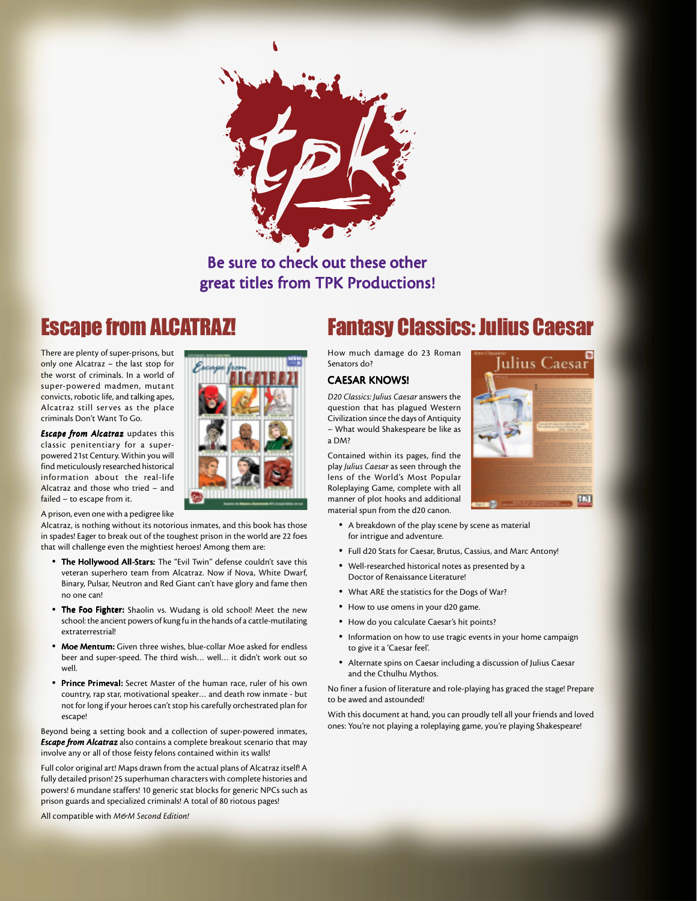Be sure to check out these other great titles from TPK Productions!

## Escape from ALCATRAZ!

There are plenty of super-prisons, but only one Alcatraz – the last stop for the worst of criminals. In a world of super-powered madmen, mutant convicts, robotic life, and talking apes, Alcatraz still serves as the place criminals Don't Want To Go.

***Escape from Alcatraz*** updates this classic penitentiary for a super-powered 21st Century. Within you will find meticulously researched historical information about the real-life Alcatraz and those who tried – and failed – to escape from it.

A prison, even one with a pedigree like Alcatraz, is nothing without its notorious inmates, and this book has those in spades! Eager to break out of the toughest prison in the world are 22 foes that will challenge even the mightiest heroes! Among them are:

- **The Hollywood All-Stars:** The "Evil Twin" defense couldn't save this veteran superhero team from Alcatraz. Now if Nova, White Dwarf, Binary, Pulsar, Neutron and Red Giant can't have glory and fame then no one can!
- **The Foo Fighter:** Shaolin vs. Wudang is old school! Meet the new school: the ancient powers of kung fu in the hands of a cattle-mutilating extraterrestrial!
- **Moe Mentum:** Given three wishes, blue-collar Moe asked for endless beer and super-speed. The third wish… well… it didn't work out so well.
- **Prince Primeval:** Secret Master of the human race, ruler of his own country, rap star, motivational speaker… and death row inmate - but not for long if your heroes can't stop his carefully orchestrated plan for escape!

Beyond being a setting book and a collection of super-powered inmates, ***Escape from Alcatraz*** also contains a complete breakout scenario that may involve any or all of those feisty felons contained within its walls!

Full color original art! Maps drawn from the actual plans of Alcatraz itself! A fully detailed prison! 25 superhuman characters with complete histories and powers! 6 mundane staffers! 10 generic stat blocks for generic NPCs such as prison guards and specialized criminals! A total of 80 riotous pages!

All compatible with *M&M Second Edition!*

## Fantasy Classics: Julius Caesar

How much damage do 23 Roman Senators do?

### CAESAR KNOWS!

*D20 Classics: Julius Caesar* answers the question that has plagued Western Civilization since the days of Antiquity – What would Shakespeare be like as a DM?

Contained within its pages, find the play *Julius Caesar* as seen through the lens of the World's Most Popular Roleplaying Game, complete with all manner of plot hooks and additional material spun from the d20 canon.

- A breakdown of the play scene by scene as material for intrigue and adventure.
- Full d20 Stats for Caesar, Brutus, Cassius, and Marc Antony!
- Well-researched historical notes as presented by a Doctor of Renaissance Literature!
- What ARE the statistics for the Dogs of War?
- How to use omens in your d20 game.
- How do you calculate Caesar's hit points?
- Information on how to use tragic events in your home campaign to give it a 'Caesar feel'.
- Alternate spins on Caesar including a discussion of Julius Caesar and the Cthulhu Mythos.

No finer a fusion of literature and role-playing has graced the stage! Prepare to be awed and astounded!

With this document at hand, you can proudly tell all your friends and loved ones: You're not playing a roleplaying game, you're playing Shakespeare!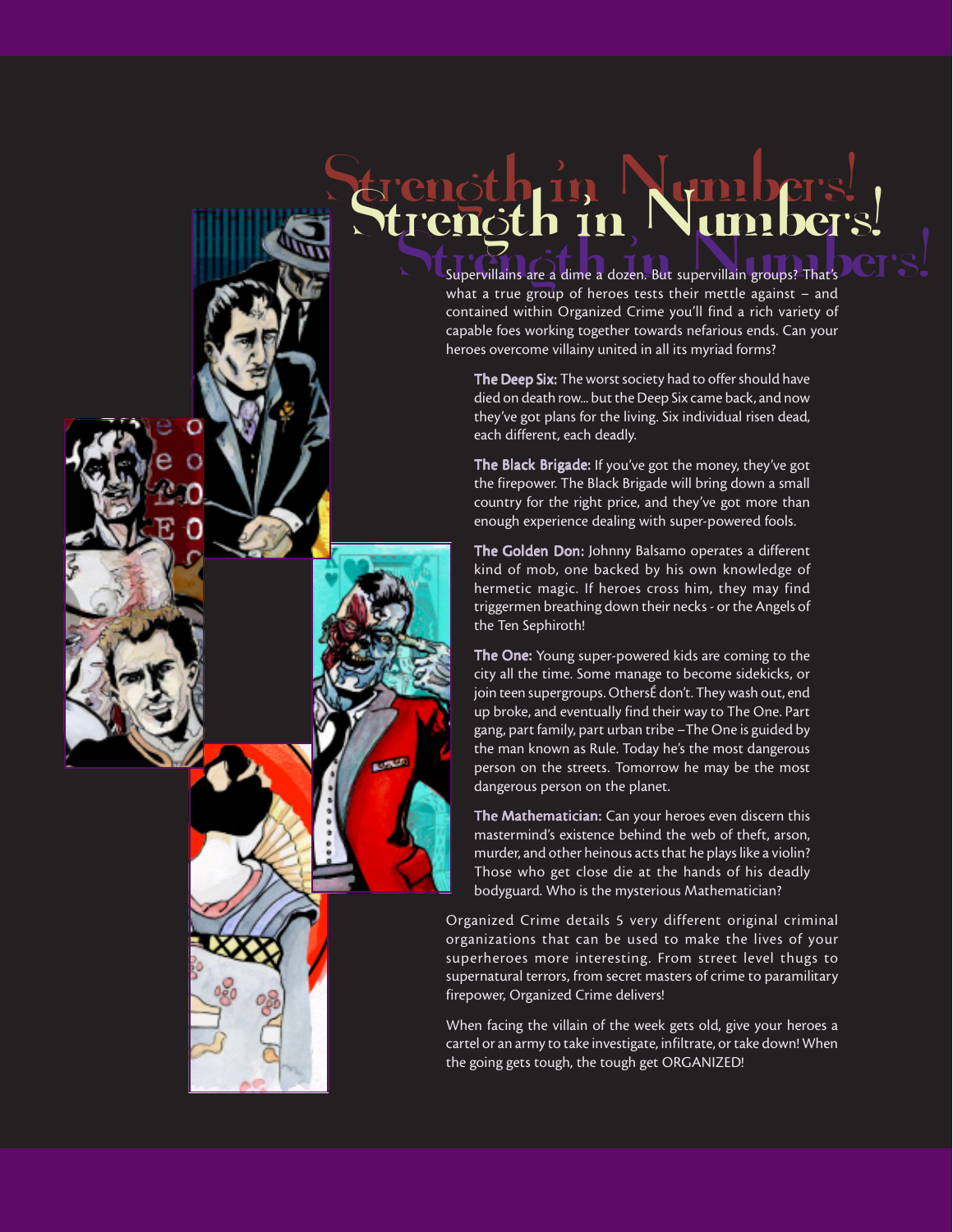# Strength in Numbers!

Supervillains are a dime a dozen. But supervillain groups? That's what a true group of heroes tests their mettle against – and contained within Organized Crime you'll find a rich variety of capable foes working together towards nefarious ends. Can your heroes overcome villainy united in all its myriad forms?

**The Deep Six:** The worst society had to offer should have died on death row... but the Deep Six came back, and now they've got plans for the living. Six individual risen dead, each different, each deadly.

**The Black Brigade:** If you've got the money, they've got the firepower. The Black Brigade will bring down a small country for the right price, and they've got more than enough experience dealing with super-powered fools.

**The Golden Don:** Johnny Balsamo operates a different kind of mob, one backed by his own knowledge of hermetic magic. If heroes cross him, they may find triggermen breathing down their necks - or the Angels of the Ten Sephiroth!

**The One:** Young super-powered kids are coming to the city all the time. Some manage to become sidekicks, or join teen supergroups. OthersÉ don't. They wash out, end up broke, and eventually find their way to The One. Part gang, part family, part urban tribe –The One is guided by the man known as Rule. Today he's the most dangerous person on the streets. Tomorrow he may be the most dangerous person on the planet.

**The Mathematician:** Can your heroes even discern this mastermind's existence behind the web of theft, arson, murder, and other heinous acts that he plays like a violin? Those who get close die at the hands of his deadly bodyguard. Who is the mysterious Mathematician?

Organized Crime details 5 very different original criminal organizations that can be used to make the lives of your superheroes more interesting. From street level thugs to supernatural terrors, from secret masters of crime to paramilitary firepower, Organized Crime delivers!

When facing the villain of the week gets old, give your heroes a cartel or an army to take investigate, infiltrate, or take down! When the going gets tough, the tough get ORGANIZED!